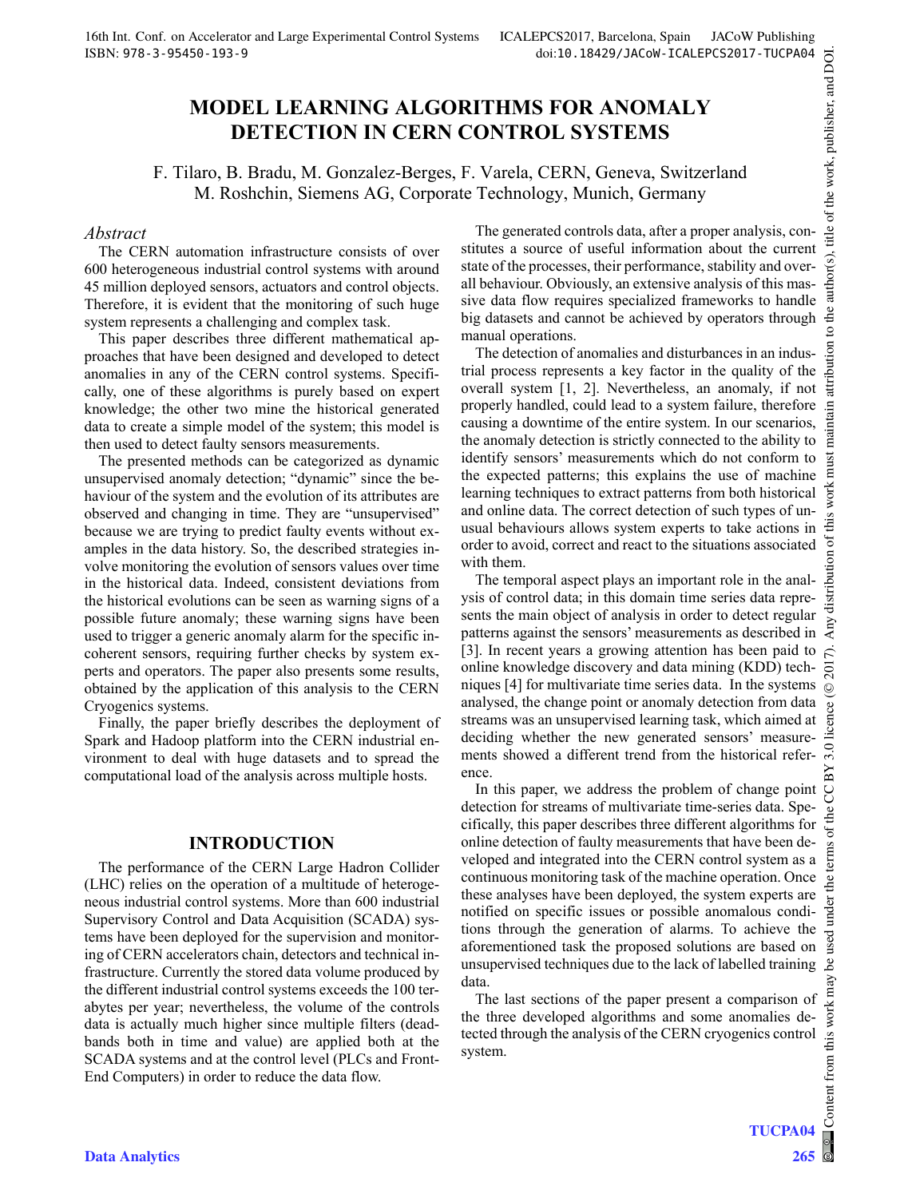# MODEL LEARNING ALGORITHMS FOR ANOMALY DETECTION IN CERN CONTROL SYSTEMS

F. Tilaro, B. Bradu, M. Gonzalez-Berges, F. Varela, CERN, Geneva, Switzerland
M. Roshchin, Siemens AG, Corporate Technology, Munich, Germany

## *Abstract*

The CERN automation infrastructure consists of over 600 heterogeneous industrial control systems with around 45 million deployed sensors, actuators and control objects. Therefore, it is evident that the monitoring of such huge system represents a challenging and complex task.

This paper describes three different mathematical approaches that have been designed and developed to detect anomalies in any of the CERN control systems. Specifically, one of these algorithms is purely based on expert knowledge; the other two mine the historical generated data to create a simple model of the system; this model is then used to detect faulty sensors measurements.

The presented methods can be categorized as dynamic unsupervised anomaly detection; "dynamic" since the behaviour of the system and the evolution of its attributes are observed and changing in time. They are "unsupervised" because we are trying to predict faulty events without examples in the data history. So, the described strategies involve monitoring the evolution of sensors values over time in the historical data. Indeed, consistent deviations from the historical evolutions can be seen as warning signs of a possible future anomaly; these warning signs have been used to trigger a generic anomaly alarm for the specific incoherent sensors, requiring further checks by system experts and operators. The paper also presents some results, obtained by the application of this analysis to the CERN Cryogenics systems.

Finally, the paper briefly describes the deployment of Spark and Hadoop platform into the CERN industrial environment to deal with huge datasets and to spread the computational load of the analysis across multiple hosts.

## INTRODUCTION

The performance of the CERN Large Hadron Collider (LHC) relies on the operation of a multitude of heterogeneous industrial control systems. More than 600 industrial Supervisory Control and Data Acquisition (SCADA) systems have been deployed for the supervision and monitoring of CERN accelerators chain, detectors and technical infrastructure. Currently the stored data volume produced by the different industrial control systems exceeds the 100 terabytes per year; nevertheless, the volume of the controls data is actually much higher since multiple filters (deadbands both in time and value) are applied both at the SCADA systems and at the control level (PLCs and Front-End Computers) in order to reduce the data flow.

The generated controls data, after a proper analysis, constitutes a source of useful information about the current state of the processes, their performance, stability and overall behaviour. Obviously, an extensive analysis of this massive data flow requires specialized frameworks to handle big datasets and cannot be achieved by operators through manual operations.

The detection of anomalies and disturbances in an industrial process represents a key factor in the quality of the overall system [1, 2]. Nevertheless, an anomaly, if not properly handled, could lead to a system failure, therefore causing a downtime of the entire system. In our scenarios, the anomaly detection is strictly connected to the ability to identify sensors' measurements which do not conform to the expected patterns; this explains the use of machine learning techniques to extract patterns from both historical and online data. The correct detection of such types of unusual behaviours allows system experts to take actions in order to avoid, correct and react to the situations associated with them.

The temporal aspect plays an important role in the analysis of control data; in this domain time series data represents the main object of analysis in order to detect regular patterns against the sensors' measurements as described in [3]. In recent years a growing attention has been paid to online knowledge discovery and data mining (KDD) techniques [4] for multivariate time series data. In the systems analysed, the change point or anomaly detection from data streams was an unsupervised learning task, which aimed at deciding whether the new generated sensors' measurements showed a different trend from the historical reference.

In this paper, we address the problem of change point detection for streams of multivariate time-series data. Specifically, this paper describes three different algorithms for online detection of faulty measurements that have been developed and integrated into the CERN control system as a continuous monitoring task of the machine operation. Once these analyses have been deployed, the system experts are notified on specific issues or possible anomalous conditions through the generation of alarms. To achieve the aforementioned task the proposed solutions are based on unsupervised techniques due to the lack of labelled training data.

The last sections of the paper present a comparison of the three developed algorithms and some anomalies detected through the analysis of the CERN cryogenics control system.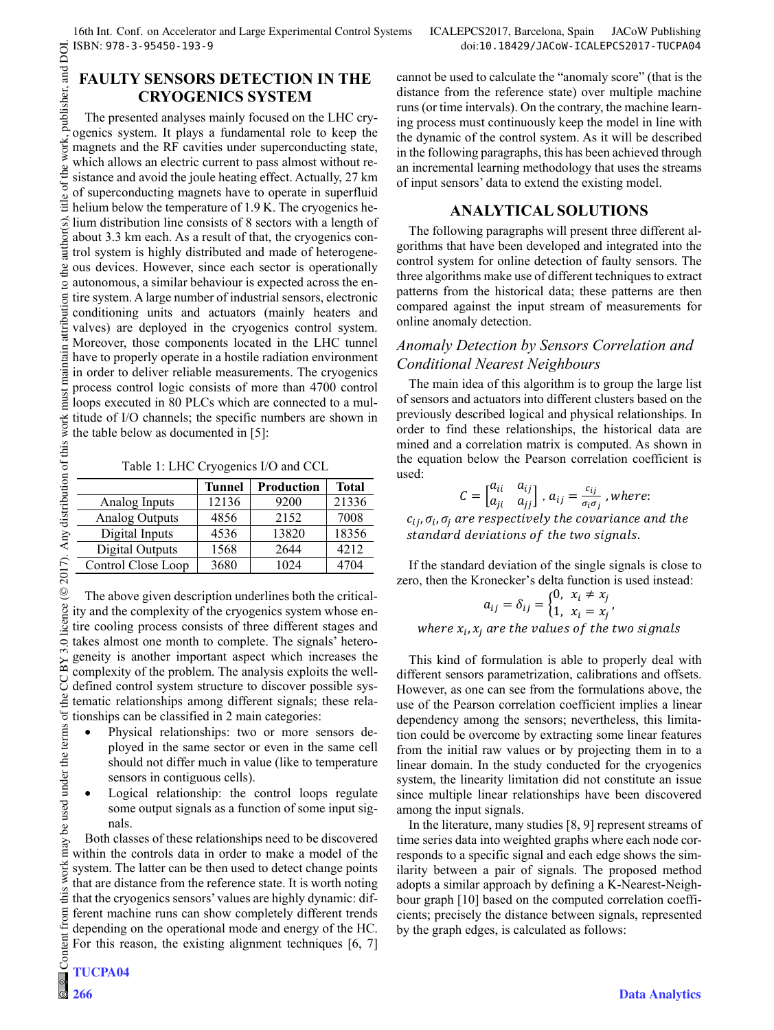## FAULTY SENSORS DETECTION IN THE CRYOGENICS SYSTEM

The presented analyses mainly focused on the LHC cryogenics system. It plays a fundamental role to keep the magnets and the RF cavities under superconducting state, which allows an electric current to pass almost without resistance and avoid the joule heating effect. Actually, 27 km of superconducting magnets have to operate in superfluid helium below the temperature of 1.9 K. The cryogenics helium distribution line consists of 8 sectors with a length of about 3.3 km each. As a result of that, the cryogenics control system is highly distributed and made of heterogeneous devices. However, since each sector is operationally autonomous, a similar behaviour is expected across the entire system. A large number of industrial sensors, electronic conditioning units and actuators (mainly heaters and valves) are deployed in the cryogenics control system. Moreover, those components located in the LHC tunnel have to properly operate in a hostile radiation environment in order to deliver reliable measurements. The cryogenics process control logic consists of more than 4700 control loops executed in 80 PLCs which are connected to a multitude of I/O channels; the specific numbers are shown in the table below as documented in [5]:

Table 1: LHC Cryogenics I/O and CCL

| | Tunnel | Production | Total |
|---|---|---|---|
| Analog Inputs | 12136 | 9200 | 21336 |
| Analog Outputs | 4856 | 2152 | 7008 |
| Digital Inputs | 4536 | 13820 | 18356 |
| Digital Outputs | 1568 | 2644 | 4212 |
| Control Close Loop | 3680 | 1024 | 4704 |

The above given description underlines both the criticality and the complexity of the cryogenics system whose entire cooling process consists of three different stages and takes almost one month to complete. The signals' heterogeneity is another important aspect which increases the complexity of the problem. The analysis exploits the well-defined control system structure to discover possible systematic relationships among different signals; these relationships can be classified in 2 main categories:

- Physical relationships: two or more sensors deployed in the same sector or even in the same cell should not differ much in value (like to temperature sensors in contiguous cells).
- Logical relationship: the control loops regulate some output signals as a function of some input signals.

Both classes of these relationships need to be discovered within the controls data in order to make a model of the system. The latter can be then used to detect change points that are distance from the reference state. It is worth noting that the cryogenics sensors' values are highly dynamic: different machine runs can show completely different trends depending on the operational mode and energy of the HC. For this reason, the existing alignment techniques [6, 7] cannot be used to calculate the "anomaly score" (that is the distance from the reference state) over multiple machine runs (or time intervals). On the contrary, the machine learning process must continuously keep the model in line with the dynamic of the control system. As it will be described in the following paragraphs, this has been achieved through an incremental learning methodology that uses the streams of input sensors' data to extend the existing model.

## ANALYTICAL SOLUTIONS

The following paragraphs will present three different algorithms that have been developed and integrated into the control system for online detection of faulty sensors. The three algorithms make use of different techniques to extract patterns from the historical data; these patterns are then compared against the input stream of measurements for online anomaly detection.

### *Anomaly Detection by Sensors Correlation and Conditional Nearest Neighbours*

The main idea of this algorithm is to group the large list of sensors and actuators into different clusters based on the previously described logical and physical relationships. In order to find these relationships, the historical data are mined and a correlation matrix is computed. As shown in the equation below the Pearson correlation coefficient is used:

$$C = \begin{bmatrix} a_{ii} & a_{ij} \\ a_{ji} & a_{jj} \end{bmatrix},\ a_{ij} = \frac{c_{ij}}{\sigma_i \sigma_j}\ , where:$$

$c_{ij}, \sigma_i, \sigma_j$ *are respectively the covariance and the standard deviations of the two signals.*

If the standard deviation of the single signals is close to zero, then the Kronecker's delta function is used instead:

$$a_{ij} = \delta_{ij} = \begin{cases} 0, & x_i \neq x_j \\ 1, & x_i = x_j \end{cases},$$

*where* $x_i, x_j$ *are the values of the two signals*

This kind of formulation is able to properly deal with different sensors parametrization, calibrations and offsets. However, as one can see from the formulations above, the use of the Pearson correlation coefficient implies a linear dependency among the sensors; nevertheless, this limitation could be overcome by extracting some linear features from the initial raw values or by projecting them in to a linear domain. In the study conducted for the cryogenics system, the linearity limitation did not constitute an issue since multiple linear relationships have been discovered among the input signals.

In the literature, many studies [8, 9] represent streams of time series data into weighted graphs where each node corresponds to a specific signal and each edge shows the similarity between a pair of signals. The proposed method adopts a similar approach by defining a K-Nearest-Neighbour graph [10] based on the computed correlation coefficients; precisely the distance between signals, represented by the graph edges, is calculated as follows: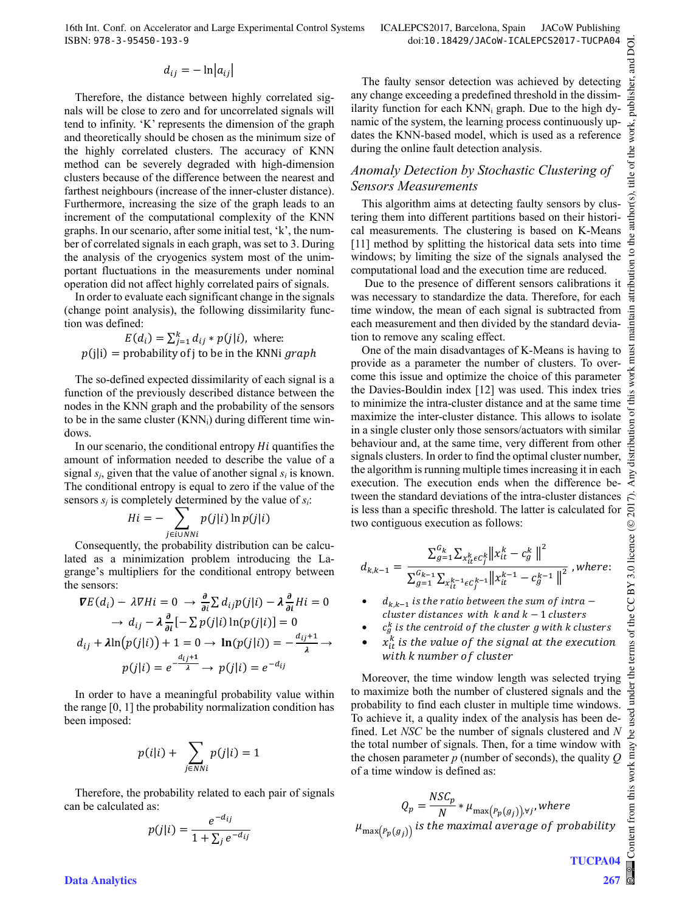$$d_{ij} = -\ln|a_{ij}|$$

Therefore, the distance between highly correlated signals will be close to zero and for uncorrelated signals will tend to infinity. 'K' represents the dimension of the graph and theoretically should be chosen as the minimum size of the highly correlated clusters. The accuracy of KNN method can be severely degraded with high-dimension clusters because of the difference between the nearest and farthest neighbours (increase of the inner-cluster distance). Furthermore, increasing the size of the graph leads to an increment of the computational complexity of the KNN graphs. In our scenario, after some initial test, 'k', the number of correlated signals in each graph, was set to 3. During the analysis of the cryogenics system most of the unimportant fluctuations in the measurements under nominal operation did not affect highly correlated pairs of signals.

In order to evaluate each significant change in the signals (change point analysis), the following dissimilarity function was defined:

$$E(d_i) = \sum_{j=1}^{k} d_{ij} * p(j|i), \text{ where:}$$
$$p(j|i) = \text{probability of j to be in the KNNi } graph$$

The so-defined expected dissimilarity of each signal is a function of the previously described distance between the nodes in the KNN graph and the probability of the sensors to be in the same cluster ($KNN_i$) during different time windows.

In our scenario, the conditional entropy $Hi$ quantifies the amount of information needed to describe the value of a signal $s_j$, given that the value of another signal $s_i$ is known. The conditional entropy is equal to zero if the value of the sensors $s_j$ is completely determined by the value of $s_i$:

$$Hi = -\sum_{j \in i \cup NNi} p(j|i) \ln p(j|i)$$

Consequently, the probability distribution can be calculated as a minimization problem introducing the Lagrange's multipliers for the conditional entropy between the sensors:

$$\boldsymbol{\nabla} E(d_i) - \lambda \nabla Hi = 0 \;\rightarrow\; \frac{\partial}{\partial i} \sum d_{ij} p(j|i) - \boldsymbol{\lambda} \frac{\partial}{\partial i} Hi = 0$$
$$\rightarrow\; d_{ij} - \boldsymbol{\lambda} \frac{\partial}{\partial i} \left[ -\sum p(j|i) \ln(p(j|i)) \right] = 0$$
$$d_{ij} + \boldsymbol{\lambda} \ln(p(j|i)) + 1 = 0 \rightarrow \mathbf{ln}(p(j|i)) = -\frac{d_{ij}+\mathbf{1}}{\boldsymbol{\lambda}} \rightarrow$$
$$p(j|i) = e^{-\frac{d_{ij}+\mathbf{1}}{\lambda}} \rightarrow p(j|i) = e^{-d_{ij}}$$

In order to have a meaningful probability value within the range [0, 1] the probability normalization condition has been imposed:

$$p(i|i) + \sum_{j \in NNi} p(j|i) = 1$$

Therefore, the probability related to each pair of signals can be calculated as:

$$p(j|i) = \frac{e^{-d_{ij}}}{1 + \sum_j e^{-d_{ij}}}$$

The faulty sensor detection was achieved by detecting any change exceeding a predefined threshold in the dissimilarity function for each $KNN_i$ graph. Due to the high dynamic of the system, the learning process continuously updates the KNN-based model, which is used as a reference during the online fault detection analysis.

### *Anomaly Detection by Stochastic Clustering of Sensors Measurements*

This algorithm aims at detecting faulty sensors by clustering them into different partitions based on their historical measurements. The clustering is based on K-Means [11] method by splitting the historical data sets into time windows; by limiting the size of the signals analysed the computational load and the execution time are reduced.

Due to the presence of different sensors calibrations it was necessary to standardize the data. Therefore, for each time window, the mean of each signal is subtracted from each measurement and then divided by the standard deviation to remove any scaling effect.

One of the main disadvantages of K-Means is having to provide as a parameter the number of clusters. To overcome this issue and optimize the choice of this parameter the Davies-Bouldin index [12] was used. This index tries to minimize the intra-cluster distance and at the same time maximize the inter-cluster distance. This allows to isolate in a single cluster only those sensors/actuators with similar behaviour and, at the same time, very different from other signals clusters. In order to find the optimal cluster number, the algorithm is running multiple times increasing it in each execution. The execution ends when the difference between the standard deviations of the intra-cluster distances is less than a specific threshold. The latter is calculated for two contiguous execution as follows:

$$d_{k,k-1} = \frac{\sum_{g=1}^{G_k} \sum_{x_{it}^k \epsilon C_j^k} \left\| x_{it}^k - c_g^k \right\|^2}{\sum_{g=1}^{G_{k-1}} \sum_{x_{it}^{k-1} \epsilon C_j^{k-1}} \left\| x_{it}^{k-1} - c_g^{k-1} \right\|^2}, \textit{where:}$$

- $d_{k,k-1}$ *is the ratio between the sum of intra – cluster distances with k and k − 1 clusters*
- $c_g^k$ *is the centroid of the cluster g with k clusters*
- $x_{it}^k$ *is the value of the signal at the execution with k number of cluster*

Moreover, the time window length was selected trying to maximize both the number of clustered signals and the probability to find each cluster in multiple time windows. To achieve it, a quality index of the analysis has been defined. Let *NSC* be the number of signals clustered and *N* the total number of signals. Then, for a time window with the chosen parameter *p* (number of seconds), the quality *Q* of a time window is defined as:

$$Q_p = \frac{NSC_p}{N} * \mu_{\max(P_p(g_j)),\forall j}, \textit{where}$$
$$\mu_{\max(P_p(g_j))} \textit{ is the maximal average of probability}$$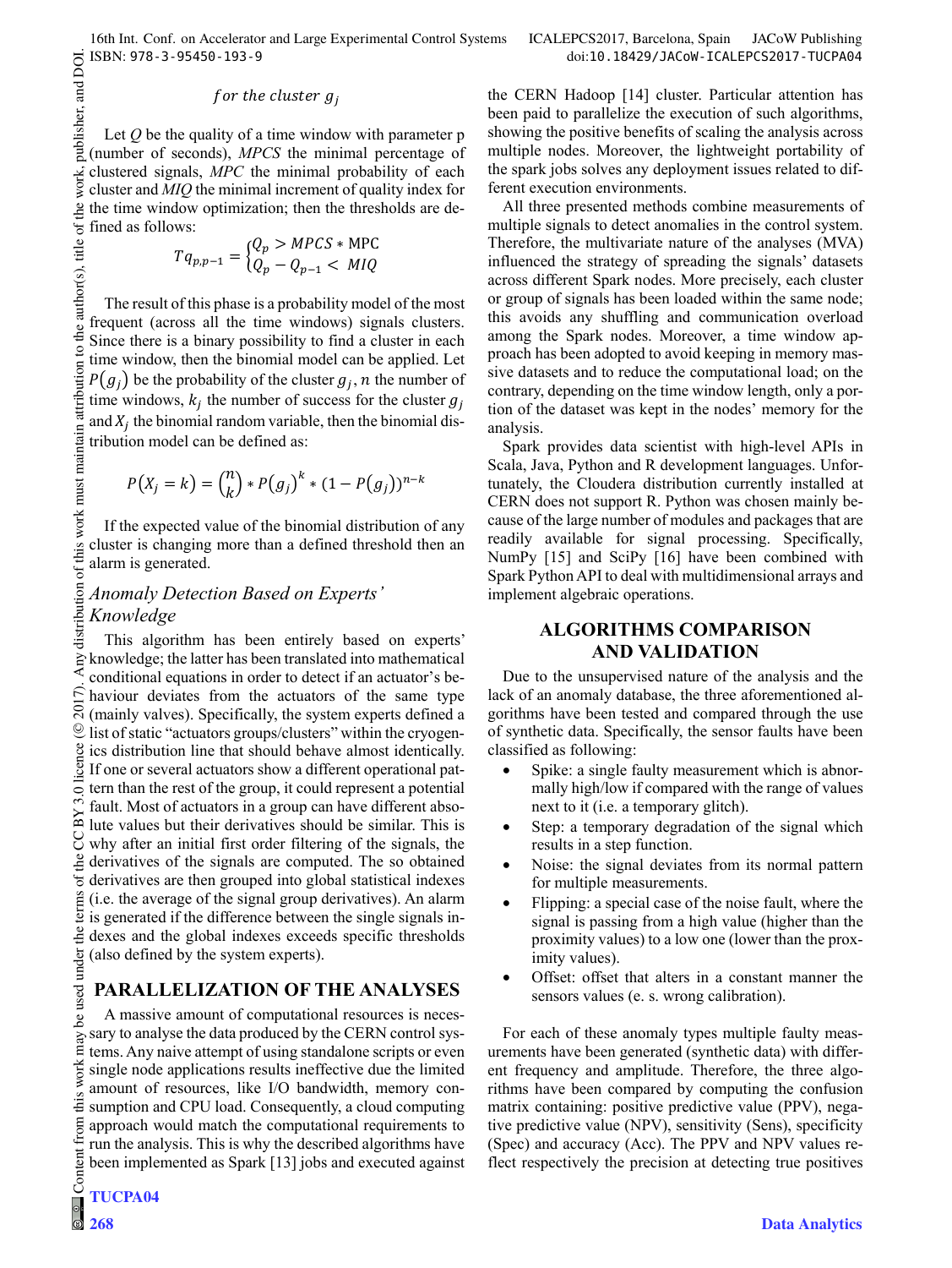$for\ the\ cluster\ g_j$

Let $Q$ be the quality of a time window with parameter p (number of seconds), *MPCS* the minimal percentage of clustered signals, *MPC* the minimal probability of each cluster and *MIQ* the minimal increment of quality index for the time window optimization; then the thresholds are defined as follows:

$$Tq_{p,p-1} = \begin{cases} Q_p > MPCS * \text{MPC} \\ Q_p - Q_{p-1} < MIQ \end{cases}$$

The result of this phase is a probability model of the most frequent (across all the time windows) signals clusters. Since there is a binary possibility to find a cluster in each time window, then the binomial model can be applied. Let $P(g_j)$ be the probability of the cluster $g_j$, $n$ the number of time windows, $k_j$ the number of success for the cluster $g_j$ and $X_j$ the binomial random variable, then the binomial distribution model can be defined as:

$$P(X_j = k) = \binom{n}{k} * P(g_j)^k * (1 - P(g_j))^{n-k}$$

If the expected value of the binomial distribution of any cluster is changing more than a defined threshold then an alarm is generated.

### Anomaly Detection Based on Experts' Knowledge

This algorithm has been entirely based on experts' knowledge; the latter has been translated into mathematical conditional equations in order to detect if an actuator's behaviour deviates from the actuators of the same type (mainly valves). Specifically, the system experts defined a list of static "actuators groups/clusters" within the cryogenics distribution line that should behave almost identically. If one or several actuators show a different operational pattern than the rest of the group, it could represent a potential fault. Most of actuators in a group can have different absolute values but their derivatives should be similar. This is why after an initial first order filtering of the signals, the derivatives of the signals are computed. The so obtained derivatives are then grouped into global statistical indexes (i.e. the average of the signal group derivatives). An alarm is generated if the difference between the single signals indexes and the global indexes exceeds specific thresholds (also defined by the system experts).

## PARALLELIZATION OF THE ANALYSES

A massive amount of computational resources is necessary to analyse the data produced by the CERN control systems. Any naive attempt of using standalone scripts or even single node applications results ineffective due the limited amount of resources, like I/O bandwidth, memory consumption and CPU load. Consequently, a cloud computing approach would match the computational requirements to run the analysis. This is why the described algorithms have been implemented as Spark [13] jobs and executed against the CERN Hadoop [14] cluster. Particular attention has been paid to parallelize the execution of such algorithms, showing the positive benefits of scaling the analysis across multiple nodes. Moreover, the lightweight portability of the spark jobs solves any deployment issues related to different execution environments.

All three presented methods combine measurements of multiple signals to detect anomalies in the control system. Therefore, the multivariate nature of the analyses (MVA) influenced the strategy of spreading the signals' datasets across different Spark nodes. More precisely, each cluster or group of signals has been loaded within the same node; this avoids any shuffling and communication overload among the Spark nodes. Moreover, a time window approach has been adopted to avoid keeping in memory massive datasets and to reduce the computational load; on the contrary, depending on the time window length, only a portion of the dataset was kept in the nodes' memory for the analysis.

Spark provides data scientist with high-level APIs in Scala, Java, Python and R development languages. Unfortunately, the Cloudera distribution currently installed at CERN does not support R. Python was chosen mainly because of the large number of modules and packages that are readily available for signal processing. Specifically, NumPy [15] and SciPy [16] have been combined with Spark Python API to deal with multidimensional arrays and implement algebraic operations.

## ALGORITHMS COMPARISON AND VALIDATION

Due to the unsupervised nature of the analysis and the lack of an anomaly database, the three aforementioned algorithms have been tested and compared through the use of synthetic data. Specifically, the sensor faults have been classified as following:

- Spike: a single faulty measurement which is abnormally high/low if compared with the range of values next to it (i.e. a temporary glitch).
- Step: a temporary degradation of the signal which results in a step function.
- Noise: the signal deviates from its normal pattern for multiple measurements.
- Flipping: a special case of the noise fault, where the signal is passing from a high value (higher than the proximity values) to a low one (lower than the proximity values).
- Offset: offset that alters in a constant manner the sensors values (e. s. wrong calibration).

For each of these anomaly types multiple faulty measurements have been generated (synthetic data) with different frequency and amplitude. Therefore, the three algorithms have been compared by computing the confusion matrix containing: positive predictive value (PPV), negative predictive value (NPV), sensitivity (Sens), specificity (Spec) and accuracy (Acc). The PPV and NPV values reflect respectively the precision at detecting true positives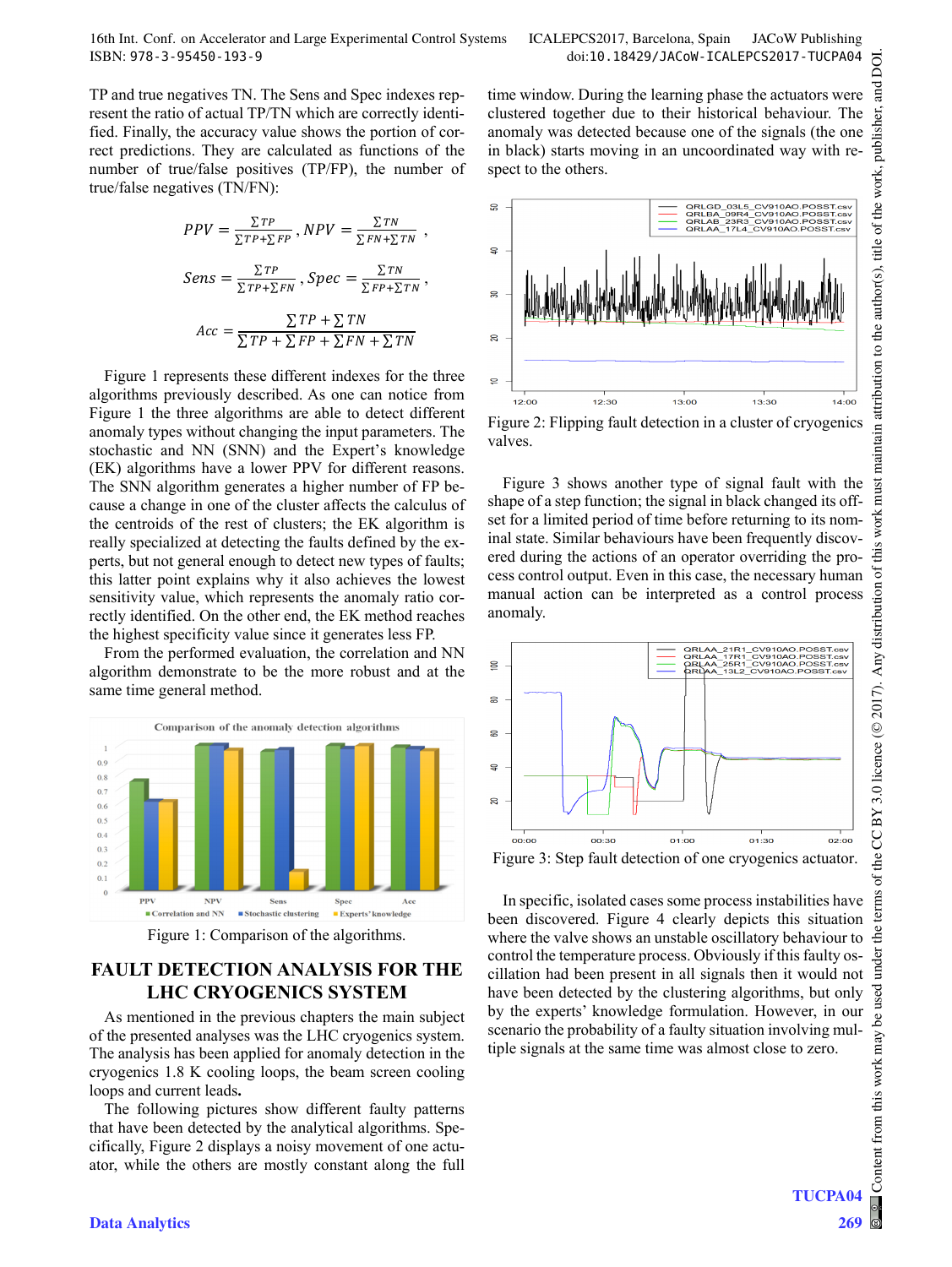TP and true negatives TN. The Sens and Spec indexes represent the ratio of actual TP/TN which are correctly identified. Finally, the accuracy value shows the portion of correct predictions. They are calculated as functions of the number of true/false positives (TP/FP), the number of true/false negatives (TN/FN):

$$PPV = \frac{\sum TP}{\sum TP + \sum FP}, NPV = \frac{\sum TN}{\sum FN + \sum TN},$$

$$Sens = \frac{\sum TP}{\sum TP + \sum FN}, Spec = \frac{\sum TN}{\sum FP + \sum TN},$$

$$Acc = \frac{\sum TP + \sum TN}{\sum TP + \sum FP + \sum FN + \sum TN}$$

Figure 1 represents these different indexes for the three algorithms previously described. As one can notice from Figure 1 the three algorithms are able to detect different anomaly types without changing the input parameters. The stochastic and NN (SNN) and the Expert's knowledge (EK) algorithms have a lower PPV for different reasons. The SNN algorithm generates a higher number of FP because a change in one of the cluster affects the calculus of the centroids of the rest of clusters; the EK algorithm is really specialized at detecting the faults defined by the experts, but not general enough to detect new types of faults; this latter point explains why it also achieves the lowest sensitivity value, which represents the anomaly ratio correctly identified. On the other end, the EK method reaches the highest specificity value since it generates less FP.

From the performed evaluation, the correlation and NN algorithm demonstrate to be the more robust and at the same time general method.

Figure 1: Comparison of the algorithms.

## FAULT DETECTION ANALYSIS FOR THE LHC CRYOGENICS SYSTEM

As mentioned in the previous chapters the main subject of the presented analyses was the LHC cryogenics system. The analysis has been applied for anomaly detection in the cryogenics 1.8 K cooling loops, the beam screen cooling loops and current leads**.**

The following pictures show different faulty patterns that have been detected by the analytical algorithms. Specifically, Figure 2 displays a noisy movement of one actuator, while the others are mostly constant along the full time window. During the learning phase the actuators were clustered together due to their historical behaviour. The anomaly was detected because one of the signals (the one in black) starts moving in an uncoordinated way with respect to the others.

Figure 2: Flipping fault detection in a cluster of cryogenics valves.

Figure 3 shows another type of signal fault with the shape of a step function; the signal in black changed its offset for a limited period of time before returning to its nominal state. Similar behaviours have been frequently discovered during the actions of an operator overriding the process control output. Even in this case, the necessary human manual action can be interpreted as a control process anomaly.

Figure 3: Step fault detection of one cryogenics actuator.

In specific, isolated cases some process instabilities have been discovered. Figure 4 clearly depicts this situation where the valve shows an unstable oscillatory behaviour to control the temperature process. Obviously if this faulty oscillation had been present in all signals then it would not have been detected by the clustering algorithms, but only by the experts' knowledge formulation. However, in our scenario the probability of a faulty situation involving multiple signals at the same time was almost close to zero.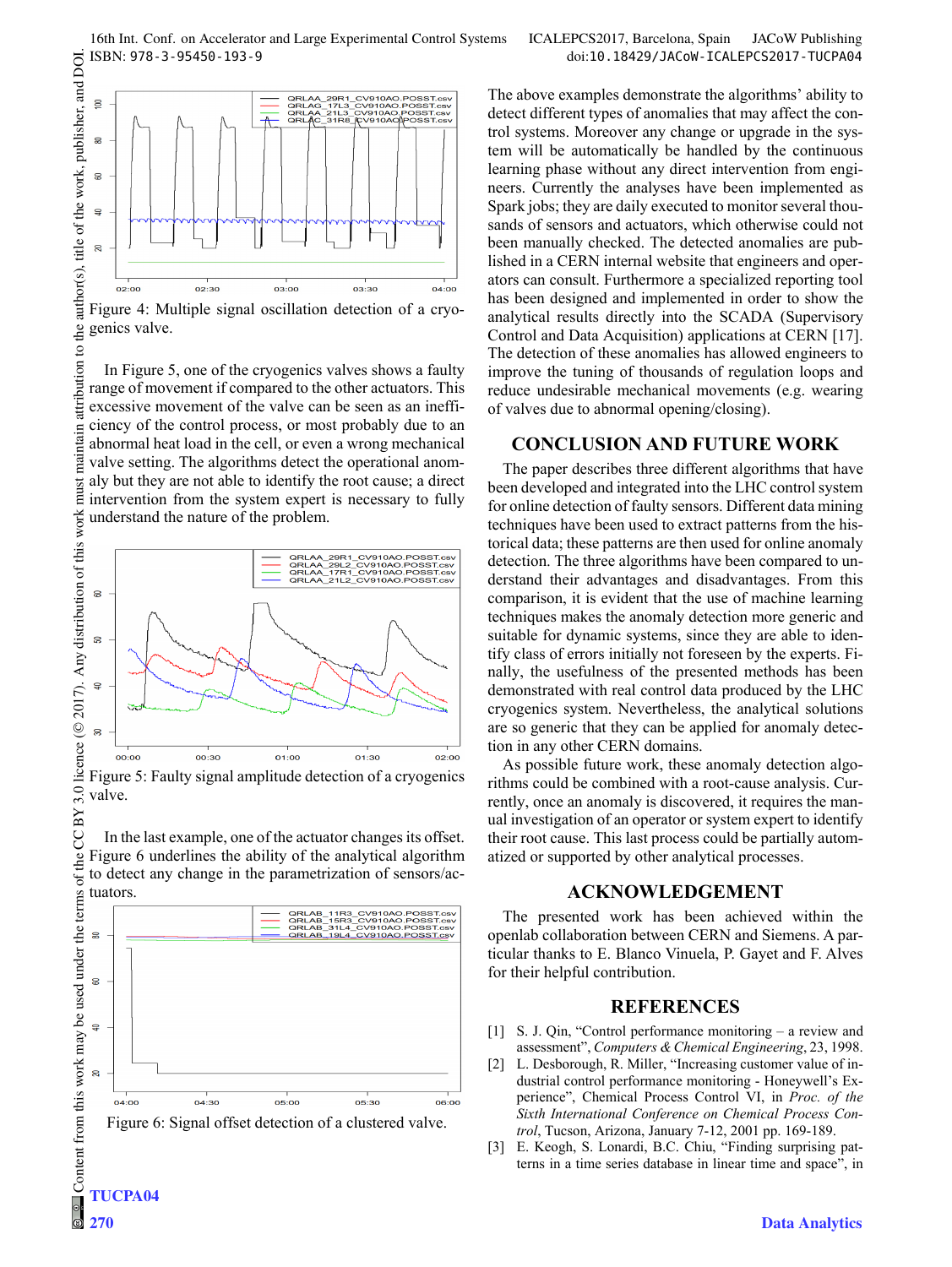Figure 4: Multiple signal oscillation detection of a cryogenics valve.

In Figure 5, one of the cryogenics valves shows a faulty range of movement if compared to the other actuators. This excessive movement of the valve can be seen as an inefficiency of the control process, or most probably due to an abnormal heat load in the cell, or even a wrong mechanical valve setting. The algorithms detect the operational anomaly but they are not able to identify the root cause; a direct intervention from the system expert is necessary to fully understand the nature of the problem.

Figure 5: Faulty signal amplitude detection of a cryogenics valve.

In the last example, one of the actuator changes its offset. Figure 6 underlines the ability of the analytical algorithm to detect any change in the parametrization of sensors/actuators.

Figure 6: Signal offset detection of a clustered valve.

The above examples demonstrate the algorithms' ability to detect different types of anomalies that may affect the control systems. Moreover any change or upgrade in the system will be automatically be handled by the continuous learning phase without any direct intervention from engineers. Currently the analyses have been implemented as Spark jobs; they are daily executed to monitor several thousands of sensors and actuators, which otherwise could not been manually checked. The detected anomalies are published in a CERN internal website that engineers and operators can consult. Furthermore a specialized reporting tool has been designed and implemented in order to show the analytical results directly into the SCADA (Supervisory Control and Data Acquisition) applications at CERN [17]. The detection of these anomalies has allowed engineers to improve the tuning of thousands of regulation loops and reduce undesirable mechanical movements (e.g. wearing of valves due to abnormal opening/closing).

## CONCLUSION AND FUTURE WORK

The paper describes three different algorithms that have been developed and integrated into the LHC control system for online detection of faulty sensors. Different data mining techniques have been used to extract patterns from the historical data; these patterns are then used for online anomaly detection. The three algorithms have been compared to understand their advantages and disadvantages. From this comparison, it is evident that the use of machine learning techniques makes the anomaly detection more generic and suitable for dynamic systems, since they are able to identify class of errors initially not foreseen by the experts. Finally, the usefulness of the presented methods has been demonstrated with real control data produced by the LHC cryogenics system. Nevertheless, the analytical solutions are so generic that they can be applied for anomaly detection in any other CERN domains.

As possible future work, these anomaly detection algorithms could be combined with a root-cause analysis. Currently, once an anomaly is discovered, it requires the manual investigation of an operator or system expert to identify their root cause. This last process could be partially automatized or supported by other analytical processes.

## ACKNOWLEDGEMENT

The presented work has been achieved within the openlab collaboration between CERN and Siemens. A particular thanks to E. Blanco Vinuela, P. Gayet and F. Alves for their helpful contribution.

## REFERENCES

[1] S. J. Qin, "Control performance monitoring – a review and assessment", *Computers & Chemical Engineering*, 23, 1998.

[2] L. Desborough, R. Miller, "Increasing customer value of industrial control performance monitoring - Honeywell's Experience", Chemical Process Control VI, in *Proc. of the Sixth International Conference on Chemical Process Control*, Tucson, Arizona, January 7-12, 2001 pp. 169-189.

[3] E. Keogh, S. Lonardi, B.C. Chiu, "Finding surprising patterns in a time series database in linear time and space", in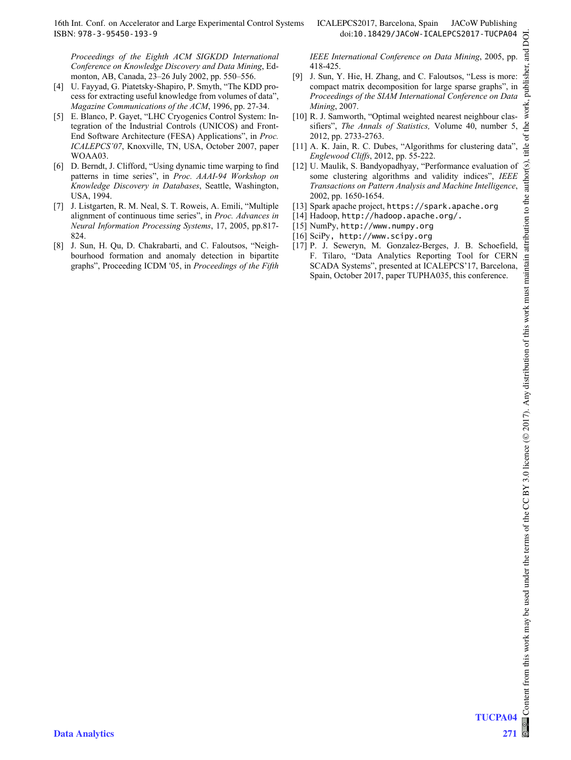*Proceedings of the Eighth ACM SIGKDD International Conference on Knowledge Discovery and Data Mining*, Edmonton, AB, Canada, 23–26 July 2002, pp. 550–556.

[4] U. Fayyad, G. Piatetsky-Shapiro, P. Smyth, "The KDD process for extracting useful knowledge from volumes of data", *Magazine Communications of the ACM*, 1996, pp. 27-34.

[5] E. Blanco, P. Gayet, "LHC Cryogenics Control System: Integration of the Industrial Controls (UNICOS) and Front-End Software Architecture (FESA) Applications", in *Proc. ICALEPCS'07*, Knoxville, TN, USA, October 2007, paper WOAA03.

[6] D. Berndt, J. Clifford, "Using dynamic time warping to find patterns in time series", in *Proc. AAAI-94 Workshop on Knowledge Discovery in Databases*, Seattle, Washington, USA, 1994.

[7] J. Listgarten, R. M. Neal, S. T. Roweis, A. Emili, "Multiple alignment of continuous time series", in *Proc. Advances in Neural Information Processing Systems*, 17, 2005, pp.817-824.

[8] J. Sun, H. Qu, D. Chakrabarti, and C. Faloutsos, "Neighbourhood formation and anomaly detection in bipartite graphs", Proceeding ICDM '05, in *Proceedings of the Fifth IEEE International Conference on Data Mining*, 2005, pp. 418-425.

[9] J. Sun, Y. Hie, H. Zhang, and C. Faloutsos, "Less is more: compact matrix decomposition for large sparse graphs", in *Proceedings of the SIAM International Conference on Data Mining*, 2007.

[10] R. J. Samworth, "Optimal weighted nearest neighbour classifiers", *The Annals of Statistics,* Volume 40, number 5, 2012, pp. 2733-2763.

[11] A. K. Jain, R. C. Dubes, "Algorithms for clustering data", *Englewood Cliffs*, 2012, pp. 55-222.

[12] U. Maulik, S. Bandyopadhyay, "Performance evaluation of some clustering algorithms and validity indices", *IEEE Transactions on Pattern Analysis and Machine Intelligence*, 2002, pp. 1650-1654.

[13] Spark apache project, https://spark.apache.org

[14] Hadoop, http://hadoop.apache.org/.

[15] NumPy, http://www.numpy.org

[16] SciPy, http://www.scipy.org

[17] P. J. Seweryn, M. Gonzalez-Berges, J. B. Schoefield, F. Tilaro, "Data Analytics Reporting Tool for CERN SCADA Systems", presented at ICALEPCS'17, Barcelona, Spain, October 2017, paper TUPHA035, this conference.